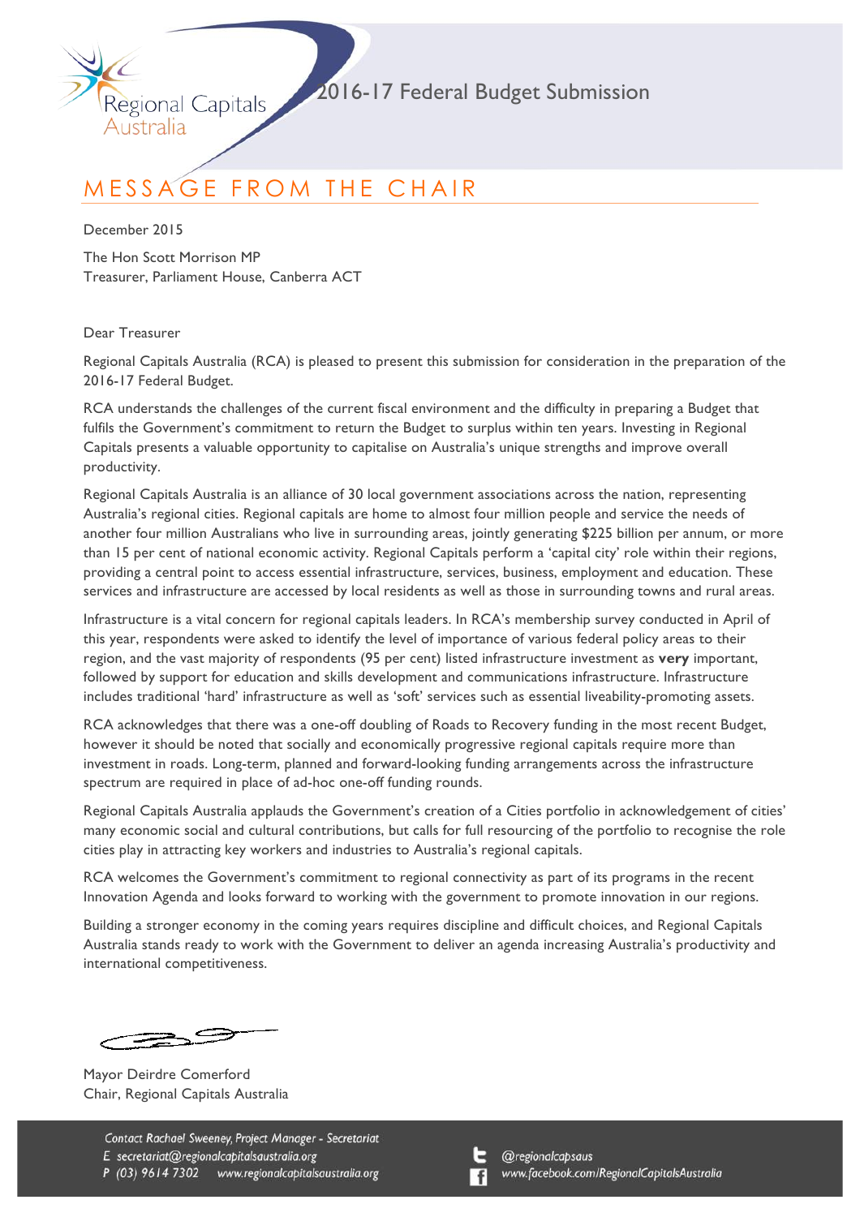Regional Capitals Australia

2016-17 Federal Budget Submission

# MESSAGE FROM THE CHAIR

December 2015

The Hon Scott Morrison MP
Treasurer, Parliament House, Canberra ACT

Dear Treasurer

Regional Capitals Australia (RCA) is pleased to present this submission for consideration in the preparation of the 2016-17 Federal Budget.

RCA understands the challenges of the current fiscal environment and the difficulty in preparing a Budget that fulfils the Government's commitment to return the Budget to surplus within ten years. Investing in Regional Capitals presents a valuable opportunity to capitalise on Australia's unique strengths and improve overall productivity.

Regional Capitals Australia is an alliance of 30 local government associations across the nation, representing Australia's regional cities. Regional capitals are home to almost four million people and service the needs of another four million Australians who live in surrounding areas, jointly generating $225 billion per annum, or more than 15 per cent of national economic activity. Regional Capitals perform a 'capital city' role within their regions, providing a central point to access essential infrastructure, services, business, employment and education. These services and infrastructure are accessed by local residents as well as those in surrounding towns and rural areas.

Infrastructure is a vital concern for regional capitals leaders. In RCA's membership survey conducted in April of this year, respondents were asked to identify the level of importance of various federal policy areas to their region, and the vast majority of respondents (95 per cent) listed infrastructure investment as **very** important, followed by support for education and skills development and communications infrastructure. Infrastructure includes traditional 'hard' infrastructure as well as 'soft' services such as essential liveability-promoting assets.

RCA acknowledges that there was a one-off doubling of Roads to Recovery funding in the most recent Budget, however it should be noted that socially and economically progressive regional capitals require more than investment in roads. Long-term, planned and forward-looking funding arrangements across the infrastructure spectrum are required in place of ad-hoc one-off funding rounds.

Regional Capitals Australia applauds the Government's creation of a Cities portfolio in acknowledgement of cities' many economic social and cultural contributions, but calls for full resourcing of the portfolio to recognise the role cities play in attracting key workers and industries to Australia's regional capitals.

RCA welcomes the Government's commitment to regional connectivity as part of its programs in the recent Innovation Agenda and looks forward to working with the government to promote innovation in our regions.

Building a stronger economy in the coming years requires discipline and difficult choices, and Regional Capitals Australia stands ready to work with the Government to deliver an agenda increasing Australia's productivity and international competitiveness.

Mayor Deirdre Comerford
Chair, Regional Capitals Australia

*Contact Rachael Sweeney, Project Manager - Secretariat*
*E secretariat@regionalcapitalsaustralia.org*
*P (03) 9614 7302 www.regionalcapitalsaustralia.org*
*@regionalcapsaus*
*www.facebook.com/RegionalCapitalsAustralia*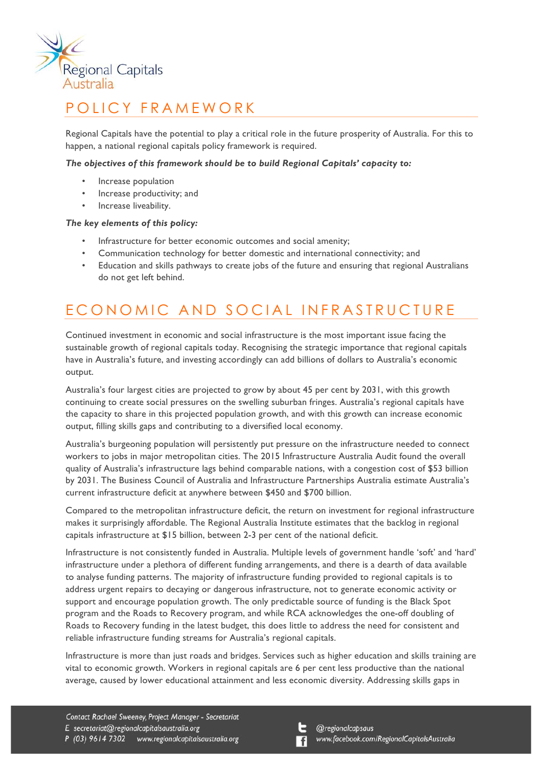Regional Capitals Australia

# POLICY FRAMEWORK

Regional Capitals have the potential to play a critical role in the future prosperity of Australia. For this to happen, a national regional capitals policy framework is required.

***The objectives of this framework should be to build Regional Capitals' capacity to:***

- Increase population
- Increase productivity; and
- Increase liveability.

***The key elements of this policy:***

- Infrastructure for better economic outcomes and social amenity;
- Communication technology for better domestic and international connectivity; and
- Education and skills pathways to create jobs of the future and ensuring that regional Australians do not get left behind.

# ECONOMIC AND SOCIAL INFRASTRUCTURE

Continued investment in economic and social infrastructure is the most important issue facing the sustainable growth of regional capitals today. Recognising the strategic importance that regional capitals have in Australia's future, and investing accordingly can add billions of dollars to Australia's economic output.

Australia's four largest cities are projected to grow by about 45 per cent by 2031, with this growth continuing to create social pressures on the swelling suburban fringes. Australia's regional capitals have the capacity to share in this projected population growth, and with this growth can increase economic output, filling skills gaps and contributing to a diversified local economy.

Australia's burgeoning population will persistently put pressure on the infrastructure needed to connect workers to jobs in major metropolitan cities. The 2015 Infrastructure Australia Audit found the overall quality of Australia's infrastructure lags behind comparable nations, with a congestion cost of $53 billion by 2031. The Business Council of Australia and Infrastructure Partnerships Australia estimate Australia's current infrastructure deficit at anywhere between $450 and $700 billion.

Compared to the metropolitan infrastructure deficit, the return on investment for regional infrastructure makes it surprisingly affordable. The Regional Australia Institute estimates that the backlog in regional capitals infrastructure at $15 billion, between 2-3 per cent of the national deficit.

Infrastructure is not consistently funded in Australia. Multiple levels of government handle 'soft' and 'hard' infrastructure under a plethora of different funding arrangements, and there is a dearth of data available to analyse funding patterns. The majority of infrastructure funding provided to regional capitals is to address urgent repairs to decaying or dangerous infrastructure, not to generate economic activity or support and encourage population growth. The only predictable source of funding is the Black Spot program and the Roads to Recovery program, and while RCA acknowledges the one-off doubling of Roads to Recovery funding in the latest budget, this does little to address the need for consistent and reliable infrastructure funding streams for Australia's regional capitals.

Infrastructure is more than just roads and bridges. Services such as higher education and skills training are vital to economic growth. Workers in regional capitals are 6 per cent less productive than the national average, caused by lower educational attainment and less economic diversity. Addressing skills gaps in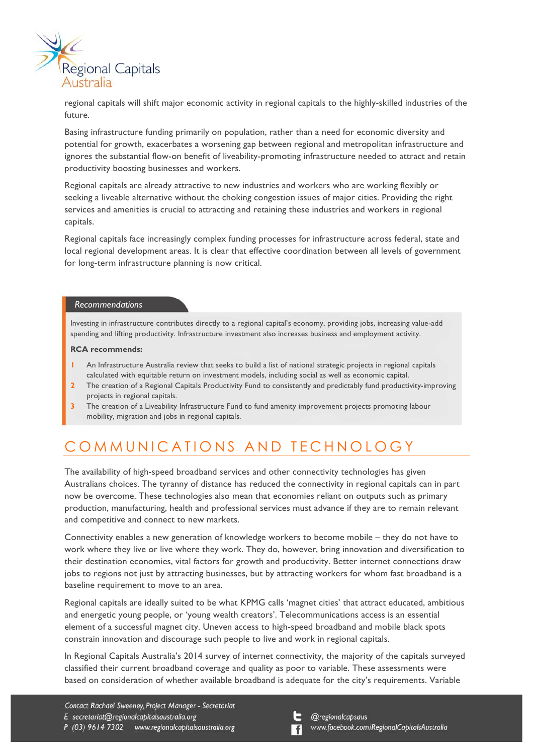regional capitals will shift major economic activity in regional capitals to the highly-skilled industries of the future.

Basing infrastructure funding primarily on population, rather than a need for economic diversity and potential for growth, exacerbates a worsening gap between regional and metropolitan infrastructure and ignores the substantial flow-on benefit of liveability-promoting infrastructure needed to attract and retain productivity boosting businesses and workers.

Regional capitals are already attractive to new industries and workers who are working flexibly or seeking a liveable alternative without the choking congestion issues of major cities. Providing the right services and amenities is crucial to attracting and retaining these industries and workers in regional capitals.

Regional capitals face increasingly complex funding processes for infrastructure across federal, state and local regional development areas. It is clear that effective coordination between all levels of government for long-term infrastructure planning is now critical.

*Recommendations*

Investing in infrastructure contributes directly to a regional capital's economy, providing jobs, increasing value-add spending and lifting productivity. Infrastructure investment also increases business and employment activity.

**RCA recommends:**

1. An Infrastructure Australia review that seeks to build a list of national strategic projects in regional capitals calculated with equitable return on investment models, including social as well as economic capital.
2. The creation of a Regional Capitals Productivity Fund to consistently and predictably fund productivity-improving projects in regional capitals.
3. The creation of a Liveability Infrastructure Fund to fund amenity improvement projects promoting labour mobility, migration and jobs in regional capitals.

## COMMUNICATIONS AND TECHNOLOGY

The availability of high-speed broadband services and other connectivity technologies has given Australians choices. The tyranny of distance has reduced the connectivity in regional capitals can in part now be overcome. These technologies also mean that economies reliant on outputs such as primary production, manufacturing, health and professional services must advance if they are to remain relevant and competitive and connect to new markets.

Connectivity enables a new generation of knowledge workers to become mobile – they do not have to work where they live or live where they work. They do, however, bring innovation and diversification to their destination economies, vital factors for growth and productivity. Better internet connections draw jobs to regions not just by attracting businesses, but by attracting workers for whom fast broadband is a baseline requirement to move to an area.

Regional capitals are ideally suited to be what KPMG calls 'magnet cities' that attract educated, ambitious and energetic young people, or 'young wealth creators'. Telecommunications access is an essential element of a successful magnet city. Uneven access to high-speed broadband and mobile black spots constrain innovation and discourage such people to live and work in regional capitals.

In Regional Capitals Australia's 2014 survey of internet connectivity, the majority of the capitals surveyed classified their current broadband coverage and quality as poor to variable. These assessments were based on consideration of whether available broadband is adequate for the city's requirements. Variable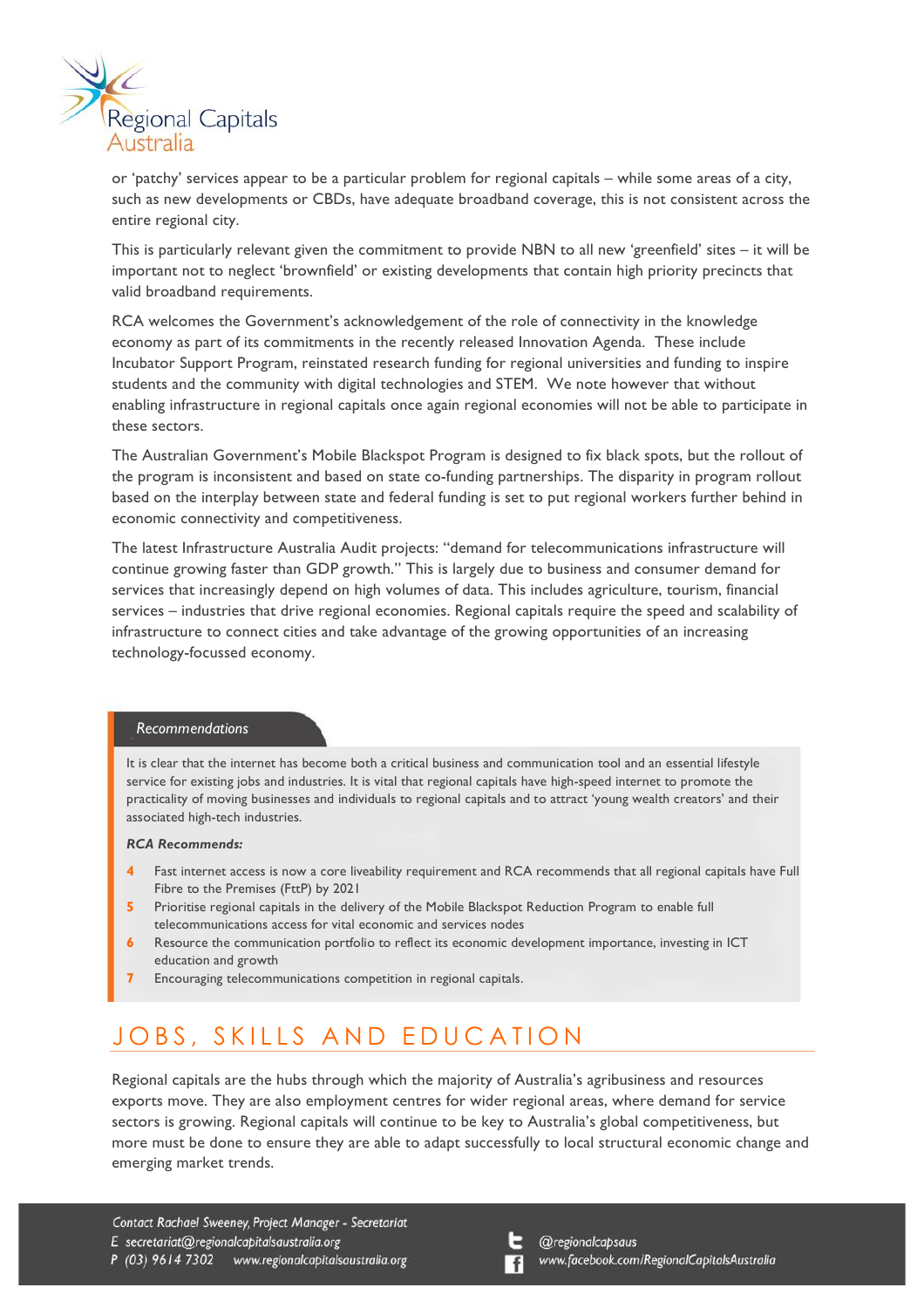or 'patchy' services appear to be a particular problem for regional capitals – while some areas of a city, such as new developments or CBDs, have adequate broadband coverage, this is not consistent across the entire regional city.

This is particularly relevant given the commitment to provide NBN to all new 'greenfield' sites – it will be important not to neglect 'brownfield' or existing developments that contain high priority precincts that valid broadband requirements.

RCA welcomes the Government's acknowledgement of the role of connectivity in the knowledge economy as part of its commitments in the recently released Innovation Agenda. These include Incubator Support Program, reinstated research funding for regional universities and funding to inspire students and the community with digital technologies and STEM. We note however that without enabling infrastructure in regional capitals once again regional economies will not be able to participate in these sectors.

The Australian Government's Mobile Blackspot Program is designed to fix black spots, but the rollout of the program is inconsistent and based on state co-funding partnerships. The disparity in program rollout based on the interplay between state and federal funding is set to put regional workers further behind in economic connectivity and competitiveness.

The latest Infrastructure Australia Audit projects: "demand for telecommunications infrastructure will continue growing faster than GDP growth." This is largely due to business and consumer demand for services that increasingly depend on high volumes of data. This includes agriculture, tourism, financial services – industries that drive regional economies. Regional capitals require the speed and scalability of infrastructure to connect cities and take advantage of the growing opportunities of an increasing technology-focussed economy.

### *Recommendations*

It is clear that the internet has become both a critical business and communication tool and an essential lifestyle service for existing jobs and industries. It is vital that regional capitals have high-speed internet to promote the practicality of moving businesses and individuals to regional capitals and to attract 'young wealth creators' and their associated high-tech industries.

***RCA Recommends:***

4. Fast internet access is now a core liveability requirement and RCA recommends that all regional capitals have Full Fibre to the Premises (FttP) by 2021
5. Prioritise regional capitals in the delivery of the Mobile Blackspot Reduction Program to enable full telecommunications access for vital economic and services nodes
6. Resource the communication portfolio to reflect its economic development importance, investing in ICT education and growth
7. Encouraging telecommunications competition in regional capitals.

# JOBS, SKILLS AND EDUCATION

Regional capitals are the hubs through which the majority of Australia's agribusiness and resources exports move. They are also employment centres for wider regional areas, where demand for service sectors is growing. Regional capitals will continue to be key to Australia's global competitiveness, but more must be done to ensure they are able to adapt successfully to local structural economic change and emerging market trends.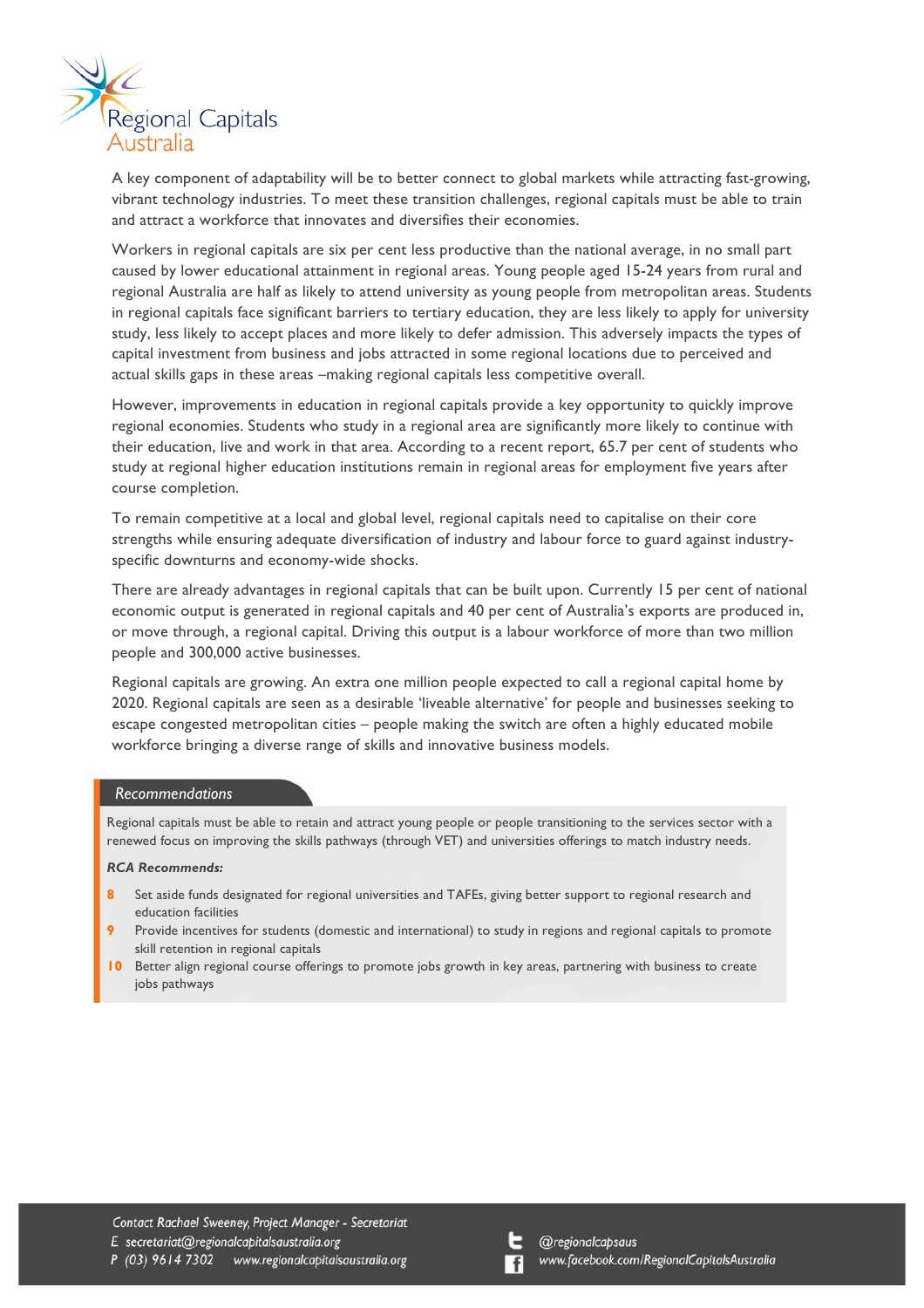A key component of adaptability will be to better connect to global markets while attracting fast-growing, vibrant technology industries. To meet these transition challenges, regional capitals must be able to train and attract a workforce that innovates and diversifies their economies.

Workers in regional capitals are six per cent less productive than the national average, in no small part caused by lower educational attainment in regional areas. Young people aged 15-24 years from rural and regional Australia are half as likely to attend university as young people from metropolitan areas. Students in regional capitals face significant barriers to tertiary education, they are less likely to apply for university study, less likely to accept places and more likely to defer admission. This adversely impacts the types of capital investment from business and jobs attracted in some regional locations due to perceived and actual skills gaps in these areas –making regional capitals less competitive overall.

However, improvements in education in regional capitals provide a key opportunity to quickly improve regional economies. Students who study in a regional area are significantly more likely to continue with their education, live and work in that area. According to a recent report, 65.7 per cent of students who study at regional higher education institutions remain in regional areas for employment five years after course completion.

To remain competitive at a local and global level, regional capitals need to capitalise on their core strengths while ensuring adequate diversification of industry and labour force to guard against industry-specific downturns and economy-wide shocks.

There are already advantages in regional capitals that can be built upon. Currently 15 per cent of national economic output is generated in regional capitals and 40 per cent of Australia's exports are produced in, or move through, a regional capital. Driving this output is a labour workforce of more than two million people and 300,000 active businesses.

Regional capitals are growing. An extra one million people expected to call a regional capital home by 2020. Regional capitals are seen as a desirable 'liveable alternative' for people and businesses seeking to escape congested metropolitan cities – people making the switch are often a highly educated mobile workforce bringing a diverse range of skills and innovative business models.

### *Recommendations*

Regional capitals must be able to retain and attract young people or people transitioning to the services sector with a renewed focus on improving the skills pathways (through VET) and universities offerings to match industry needs.

***RCA Recommends:***

**8** Set aside funds designated for regional universities and TAFEs, giving better support to regional research and education facilities

**9** Provide incentives for students (domestic and international) to study in regions and regional capitals to promote skill retention in regional capitals

**10** Better align regional course offerings to promote jobs growth in key areas, partnering with business to create jobs pathways

*Contact Rachael Sweeney, Project Manager - Secretariat*
*E secretariat@regionalcapitalsaustralia.org*
*P (03) 9614 7302 www.regionalcapitalsaustralia.org*

*@regionalcapsaus*
*www.facebook.com/RegionalCapitalsAustralia*